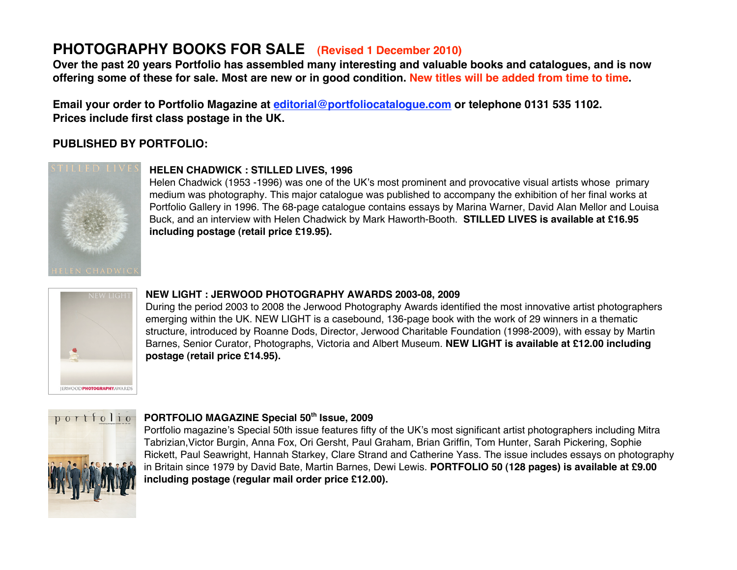# PHOTOGRAPHY BOOKS FOR SALE (Revised 1 December 2010)

**Over the past 20 years Portfolio has assembled many interesting and valuable books and catalogues, and is now offering some of these for sale. Most are new or in good condition. New titles will be added from time to time.**

**Email your order to Portfolio Magazine at editorial@portfoliocatalogue.com or telephone 0131 535 1102. Prices include first class postage in the UK.**

## PUBLISHED BY PORTFOLIO:

### HELEN CHADWICK : STILLED LIVES, 1996

Helen Chadwick (1953 -1996) was one of the UK's most prominent and provocative visual artists whose primary medium was photography. This major catalogue was published to accompany the exhibition of her final works at Portfolio Gallery in 1996. The 68-page catalogue contains essays by Marina Warner, David Alan Mellor and Louisa Buck, and an interview with Helen Chadwick by Mark Haworth-Booth. **STILLED LIVES is available at £16.95 including postage (retail price £19.95).**

### NEW LIGHT : JERWOOD PHOTOGRAPHY AWARDS 2003-08, 2009

During the period 2003 to 2008 the Jerwood Photography Awards identified the most innovative artist photographers emerging within the UK. NEW LIGHT is a casebound, 136-page book with the work of 29 winners in a thematic structure, introduced by Roanne Dods, Director, Jerwood Charitable Foundation (1998-2009), with essay by Martin Barnes, Senior Curator, Photographs, Victoria and Albert Museum. **NEW LIGHT is available at £12.00 including postage (retail price £14.95).**

### PORTFOLIO MAGAZINE Special 50th Issue, 2009

Portfolio magazine's Special 50th issue features fifty of the UK's most significant artist photographers including Mitra Tabrizian,Victor Burgin, Anna Fox, Ori Gersht, Paul Graham, Brian Griffin, Tom Hunter, Sarah Pickering, Sophie Rickett, Paul Seawright, Hannah Starkey, Clare Strand and Catherine Yass. The issue includes essays on photography in Britain since 1979 by David Bate, Martin Barnes, Dewi Lewis. **PORTFOLIO 50 (128 pages) is available at £9.00 including postage (regular mail order price £12.00).**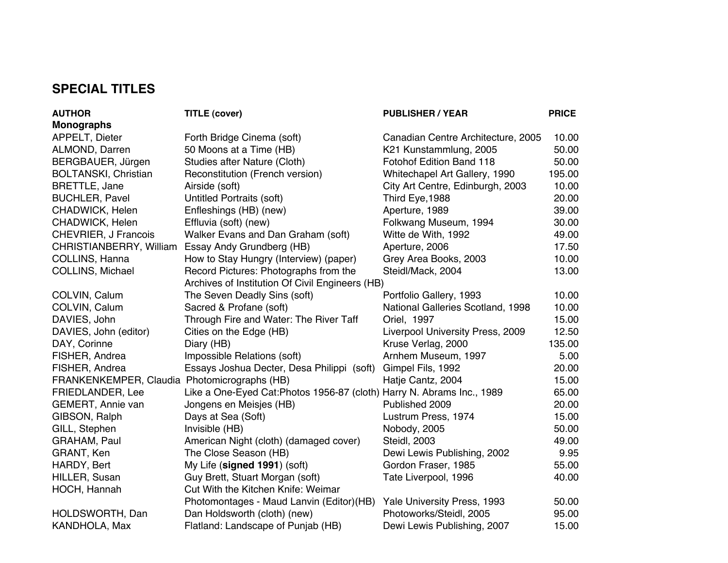## SPECIAL TITLES

| AUTHOR | TITLE (cover) | PUBLISHER / YEAR | PRICE |
|---|---|---|---|
| **Monographs** | | | |
| APPELT, Dieter | Forth Bridge Cinema (soft) | Canadian Centre Architecture, 2005 | 10.00 |
| ALMOND, Darren | 50 Moons at a Time (HB) | K21 Kunstammlung, 2005 | 50.00 |
| BERGBAUER, Jürgen | Studies after Nature (Cloth) | Fotohof Edition Band 118 | 50.00 |
| BOLTANSKI, Christian | Reconstitution (French version) | Whitechapel Art Gallery, 1990 | 195.00 |
| BRETTLE, Jane | Airside (soft) | City Art Centre, Edinburgh, 2003 | 10.00 |
| BUCHLER, Pavel | Untitled Portraits (soft) | Third Eye,1988 | 20.00 |
| CHADWICK, Helen | Enfleshings (HB) (new) | Aperture, 1989 | 39.00 |
| CHADWICK, Helen | Effluvia (soft) (new) | Folkwang Museum, 1994 | 30.00 |
| CHEVRIER, J Francois | Walker Evans and Dan Graham (soft) | Witte de With, 1992 | 49.00 |
| CHRISTIANBERRY, William | Essay Andy Grundberg (HB) | Aperture, 2006 | 17.50 |
| COLLINS, Hanna | How to Stay Hungry (Interview) (paper) | Grey Area Books, 2003 | 10.00 |
| COLLINS, Michael | Record Pictures: Photographs from the Archives of Institution Of Civil Engineers (HB) | Steidl/Mack, 2004 | 13.00 |
| COLVIN, Calum | The Seven Deadly Sins (soft) | Portfolio Gallery, 1993 | 10.00 |
| COLVIN, Calum | Sacred & Profane (soft) | National Galleries Scotland, 1998 | 10.00 |
| DAVIES, John | Through Fire and Water: The River Taff | Oriel, 1997 | 15.00 |
| DAVIES, John (editor) | Cities on the Edge (HB) | Liverpool University Press, 2009 | 12.50 |
| DAY, Corinne | Diary (HB) | Kruse Verlag, 2000 | 135.00 |
| FISHER, Andrea | Impossible Relations (soft) | Arnhem Museum, 1997 | 5.00 |
| FISHER, Andrea | Essays Joshua Decter, Desa Philippi (soft) | Gimpel Fils, 1992 | 20.00 |
| FRANKENKEMPER, Claudia | Photomicrographs (HB) | Hatje Cantz, 2004 | 15.00 |
| FRIEDLANDER, Lee | Like a One-Eyed Cat:Photos 1956-87 (cloth) | Harry N. Abrams Inc., 1989 | 65.00 |
| GEMERT, Annie van | Jongens en Meisjes (HB) | Published 2009 | 20.00 |
| GIBSON, Ralph | Days at Sea (Soft) | Lustrum Press, 1974 | 15.00 |
| GILL, Stephen | Invisible (HB) | Nobody, 2005 | 50.00 |
| GRAHAM, Paul | American Night (cloth) (damaged cover) | Steidl, 2003 | 49.00 |
| GRANT, Ken | The Close Season (HB) | Dewi Lewis Publishing, 2002 | 9.95 |
| HARDY, Bert | My Life (**signed 1991**) (soft) | Gordon Fraser, 1985 | 55.00 |
| HILLER, Susan | Guy Brett, Stuart Morgan (soft) | Tate Liverpool, 1996 | 40.00 |
| HOCH, Hannah | Cut With the Kitchen Knife: Weimar Photomontages - Maud Lanvin (Editor)(HB) | Yale University Press, 1993 | 50.00 |
| HOLDSWORTH, Dan | Dan Holdsworth (cloth) (new) | Photoworks/Steidl, 2005 | 95.00 |
| KANDHOLA, Max | Flatland: Landscape of Punjab (HB) | Dewi Lewis Publishing, 2007 | 15.00 |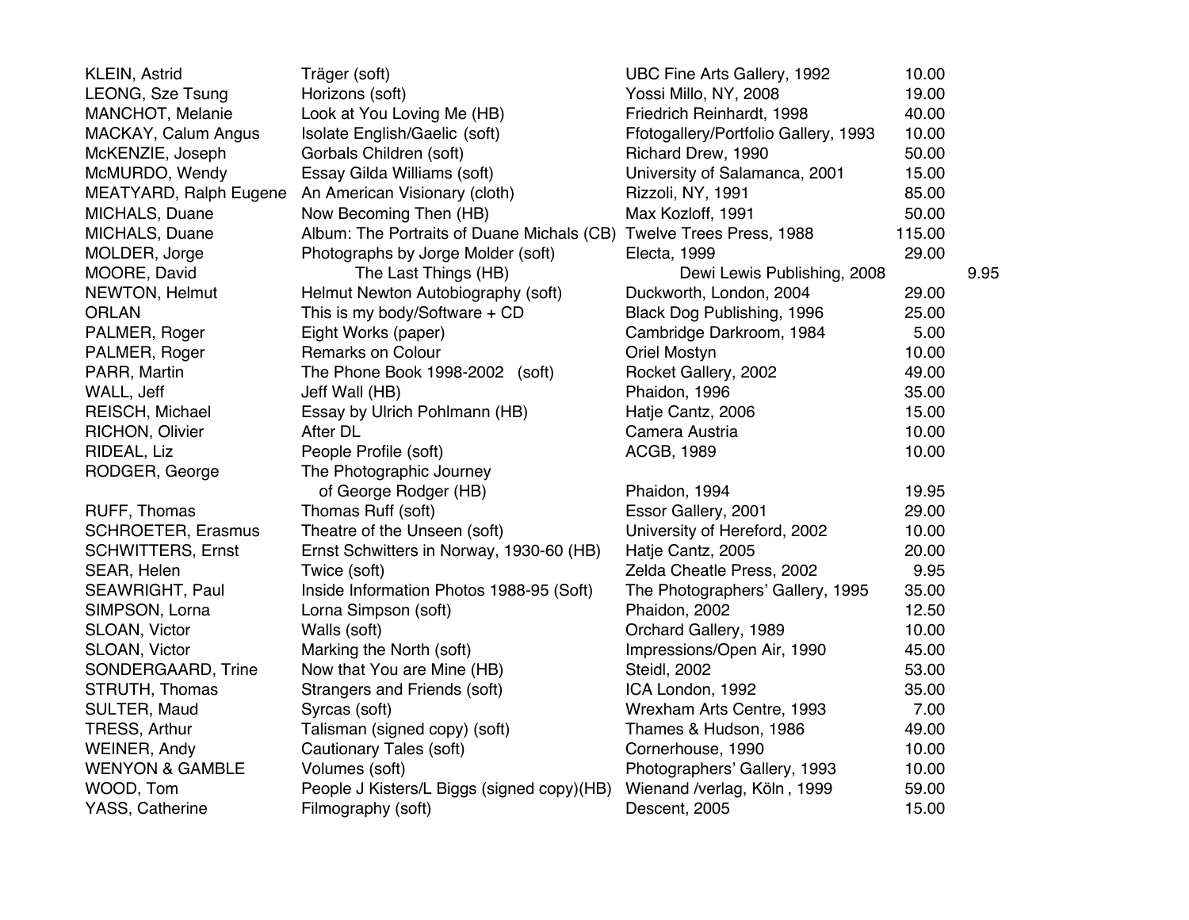| | | | | |
|---|---|---|---|---|
| KLEIN, Astrid | Träger (soft) | UBC Fine Arts Gallery, 1992 | 10.00 | |
| LEONG, Sze Tsung | Horizons (soft) | Yossi Millo, NY, 2008 | 19.00 | |
| MANCHOT, Melanie | Look at You Loving Me (HB) | Friedrich Reinhardt, 1998 | 40.00 | |
| MACKAY, Calum Angus | Isolate English/Gaelic (soft) | Ffotogallery/Portfolio Gallery, 1993 | 10.00 | |
| McKENZIE, Joseph | Gorbals Children (soft) | Richard Drew, 1990 | 50.00 | |
| McMURDO, Wendy | Essay Gilda Williams (soft) | University of Salamanca, 2001 | 15.00 | |
| MEATYARD, Ralph Eugene | An American Visionary (cloth) | Rizzoli, NY, 1991 | 85.00 | |
| MICHALS, Duane | Now Becoming Then (HB) | Max Kozloff, 1991 | 50.00 | |
| MICHALS, Duane | Album: The Portraits of Duane Michals (CB) | Twelve Trees Press, 1988 | 115.00 | |
| MOLDER, Jorge | Photographs by Jorge Molder (soft) | Electa, 1999 | 29.00 | |
| MOORE, David | The Last Things (HB) | Dewi Lewis Publishing, 2008 | | 9.95 |
| NEWTON, Helmut | Helmut Newton Autobiography (soft) | Duckworth, London, 2004 | 29.00 | |
| ORLAN | This is my body/Software + CD | Black Dog Publishing, 1996 | 25.00 | |
| PALMER, Roger | Eight Works (paper) | Cambridge Darkroom, 1984 | 5.00 | |
| PALMER, Roger | Remarks on Colour | Oriel Mostyn | 10.00 | |
| PARR, Martin | The Phone Book 1998-2002 (soft) | Rocket Gallery, 2002 | 49.00 | |
| WALL, Jeff | Jeff Wall (HB) | Phaidon, 1996 | 35.00 | |
| REISCH, Michael | Essay by Ulrich Pohlmann (HB) | Hatje Cantz, 2006 | 15.00 | |
| RICHON, Olivier | After DL | Camera Austria | 10.00 | |
| RIDEAL, Liz | People Profile (soft) | ACGB, 1989 | 10.00 | |
| RODGER, George | The Photographic Journey of George Rodger (HB) | Phaidon, 1994 | 19.95 | |
| RUFF, Thomas | Thomas Ruff (soft) | Essor Gallery, 2001 | 29.00 | |
| SCHROETER, Erasmus | Theatre of the Unseen (soft) | University of Hereford, 2002 | 10.00 | |
| SCHWITTERS, Ernst | Ernst Schwitters in Norway, 1930-60 (HB) | Hatje Cantz, 2005 | 20.00 | |
| SEAR, Helen | Twice (soft) | Zelda Cheatle Press, 2002 | 9.95 | |
| SEAWRIGHT, Paul | Inside Information Photos 1988-95 (Soft) | The Photographers' Gallery, 1995 | 35.00 | |
| SIMPSON, Lorna | Lorna Simpson (soft) | Phaidon, 2002 | 12.50 | |
| SLOAN, Victor | Walls (soft) | Orchard Gallery, 1989 | 10.00 | |
| SLOAN, Victor | Marking the North (soft) | Impressions/Open Air, 1990 | 45.00 | |
| SONDERGAARD, Trine | Now that You are Mine (HB) | Steidl, 2002 | 53.00 | |
| STRUTH, Thomas | Strangers and Friends (soft) | ICA London, 1992 | 35.00 | |
| SULTER, Maud | Syrcas (soft) | Wrexham Arts Centre, 1993 | 7.00 | |
| TRESS, Arthur | Talisman (signed copy) (soft) | Thames & Hudson, 1986 | 49.00 | |
| WEINER, Andy | Cautionary Tales (soft) | Cornerhouse, 1990 | 10.00 | |
| WENYON & GAMBLE | Volumes (soft) | Photographers' Gallery, 1993 | 10.00 | |
| WOOD, Tom | People J Kisters/L Biggs (signed copy)(HB) | Wienand /verlag, Köln , 1999 | 59.00 | |
| YASS, Catherine | Filmography (soft) | Descent, 2005 | 15.00 | |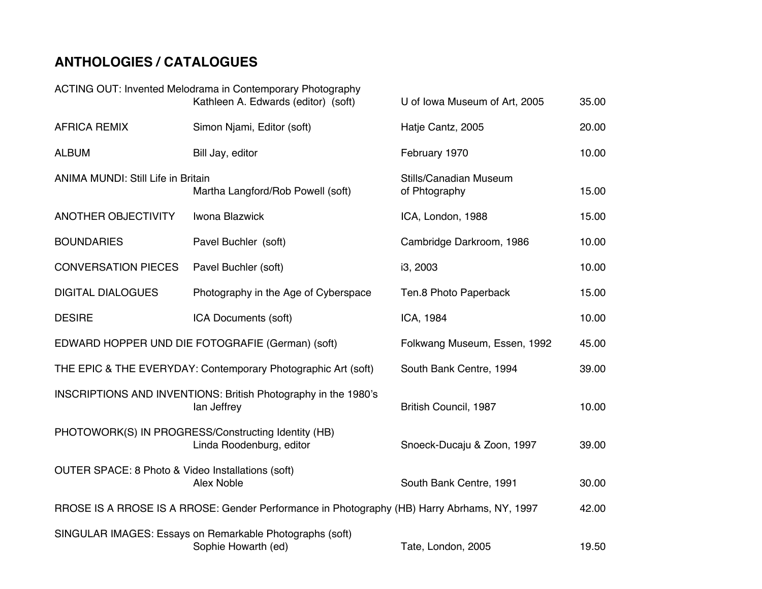## ANTHOLOGIES / CATALOGUES

| Title | Author/Editor | Publisher | Price |
|---|---|---|---|
| ACTING OUT: Invented Melodrama in Contemporary Photography | Kathleen A. Edwards (editor) (soft) | U of Iowa Museum of Art, 2005 | 35.00 |
| AFRICA REMIX | Simon Njami, Editor (soft) | Hatje Cantz, 2005 | 20.00 |
| ALBUM | Bill Jay, editor | February 1970 | 10.00 |
| ANIMA MUNDI: Still Life in Britain | Martha Langford/Rob Powell (soft) | Stills/Canadian Museum of Phtography | 15.00 |
| ANOTHER OBJECTIVITY | Iwona Blazwick | ICA, London, 1988 | 15.00 |
| BOUNDARIES | Pavel Buchler (soft) | Cambridge Darkroom, 1986 | 10.00 |
| CONVERSATION PIECES | Pavel Buchler (soft) | i3, 2003 | 10.00 |
| DIGITAL DIALOGUES | Photography in the Age of Cyberspace | Ten.8 Photo Paperback | 15.00 |
| DESIRE | ICA Documents (soft) | ICA, 1984 | 10.00 |
| EDWARD HOPPER UND DIE FOTOGRAFIE (German) (soft) | | Folkwang Museum, Essen, 1992 | 45.00 |
| THE EPIC & THE EVERYDAY: Contemporary Photographic Art (soft) | | South Bank Centre, 1994 | 39.00 |
| INSCRIPTIONS AND INVENTIONS: British Photography in the 1980's | Ian Jeffrey | British Council, 1987 | 10.00 |
| PHOTOWORK(S) IN PROGRESS/Constructing Identity (HB) | Linda Roodenburg, editor | Snoeck-Ducaju & Zoon, 1997 | 39.00 |
| OUTER SPACE: 8 Photo & Video Installations (soft) | Alex Noble | South Bank Centre, 1991 | 30.00 |
| RROSE IS A RROSE IS A RROSE: Gender Performance in Photography (HB) | | Harry Abrhams, NY, 1997 | 42.00 |
| SINGULAR IMAGES: Essays on Remarkable Photographs (soft) | Sophie Howarth (ed) | Tate, London, 2005 | 19.50 |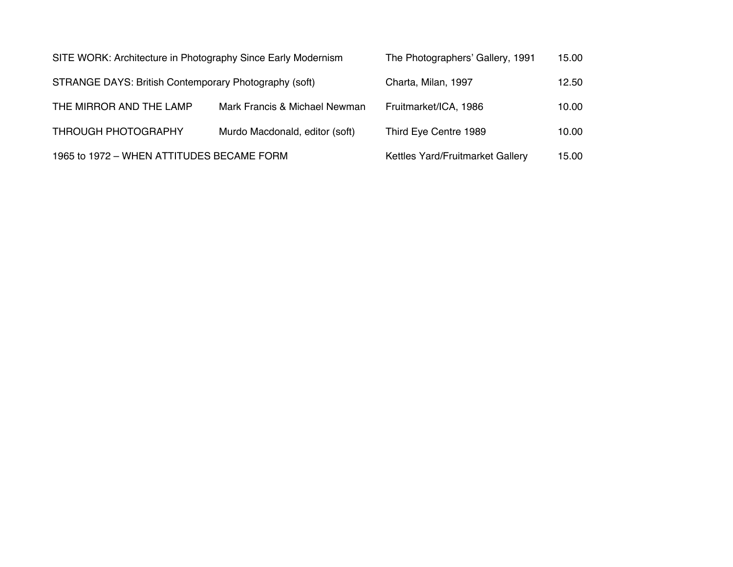| | | | |
|---|---|---|---|
| SITE WORK: Architecture in Photography Since Early Modernism | | The Photographers' Gallery, 1991 | 15.00 |
| STRANGE DAYS: British Contemporary Photography (soft) | | Charta, Milan, 1997 | 12.50 |
| THE MIRROR AND THE LAMP | Mark Francis & Michael Newman | Fruitmarket/ICA, 1986 | 10.00 |
| THROUGH PHOTOGRAPHY | Murdo Macdonald, editor (soft) | Third Eye Centre 1989 | 10.00 |
| 1965 to 1972 – WHEN ATTITUDES BECAME FORM | | Kettles Yard/Fruitmarket Gallery | 15.00 |